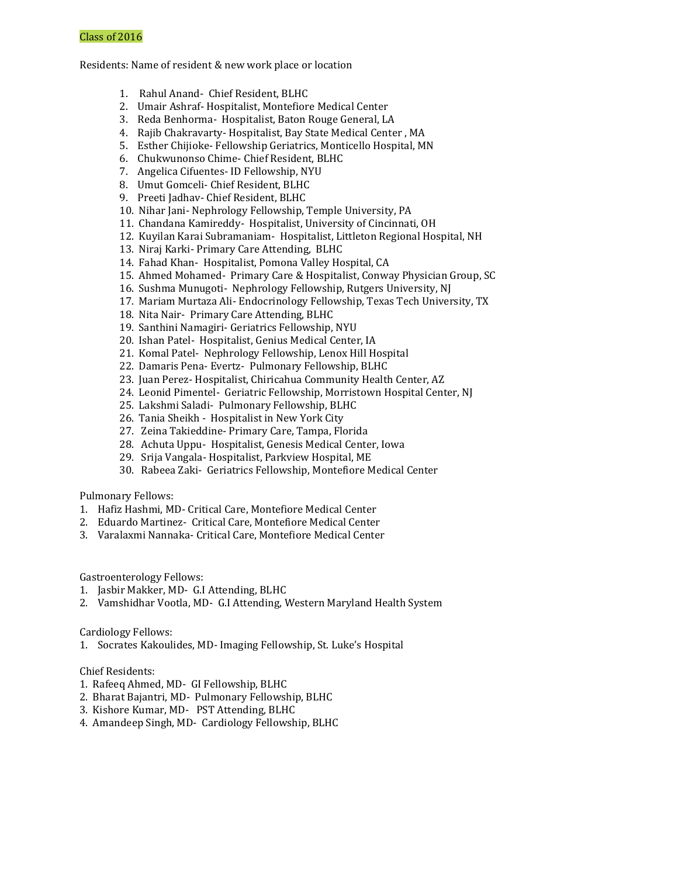Class of 2016

Residents: Name of resident & new work place or location

1. Rahul Anand- Chief Resident, BLHC
2. Umair Ashraf- Hospitalist, Montefiore Medical Center
3. Reda Benhorma- Hospitalist, Baton Rouge General, LA
4. Rajib Chakravarty- Hospitalist, Bay State Medical Center , MA
5. Esther Chijioke- Fellowship Geriatrics, Monticello Hospital, MN
6. Chukwunonso Chime- Chief Resident, BLHC
7. Angelica Cifuentes- ID Fellowship, NYU
8. Umut Gomceli- Chief Resident, BLHC
9. Preeti Jadhav- Chief Resident, BLHC
10. Nihar Jani- Nephrology Fellowship, Temple University, PA
11. Chandana Kamireddy- Hospitalist, University of Cincinnati, OH
12. Kuyilan Karai Subramaniam- Hospitalist, Littleton Regional Hospital, NH
13. Niraj Karki- Primary Care Attending, BLHC
14. Fahad Khan- Hospitalist, Pomona Valley Hospital, CA
15. Ahmed Mohamed- Primary Care & Hospitalist, Conway Physician Group, SC
16. Sushma Munugoti- Nephrology Fellowship, Rutgers University, NJ
17. Mariam Murtaza Ali- Endocrinology Fellowship, Texas Tech University, TX
18. Nita Nair- Primary Care Attending, BLHC
19. Santhini Namagiri- Geriatrics Fellowship, NYU
20. Ishan Patel- Hospitalist, Genius Medical Center, IA
21. Komal Patel- Nephrology Fellowship, Lenox Hill Hospital
22. Damaris Pena- Evertz- Pulmonary Fellowship, BLHC
23. Juan Perez- Hospitalist, Chiricahua Community Health Center, AZ
24. Leonid Pimentel- Geriatric Fellowship, Morristown Hospital Center, NJ
25. Lakshmi Saladi- Pulmonary Fellowship, BLHC
26. Tania Sheikh - Hospitalist in New York City
27. Zeina Takieddine- Primary Care, Tampa, Florida
28. Achuta Uppu- Hospitalist, Genesis Medical Center, Iowa
29. Srija Vangala- Hospitalist, Parkview Hospital, ME
30. Rabeea Zaki- Geriatrics Fellowship, Montefiore Medical Center

Pulmonary Fellows:

1. Hafiz Hashmi, MD- Critical Care, Montefiore Medical Center
2. Eduardo Martinez- Critical Care, Montefiore Medical Center
3. Varalaxmi Nannaka- Critical Care, Montefiore Medical Center

Gastroenterology Fellows:

1. Jasbir Makker, MD- G.I Attending, BLHC
2. Vamshidhar Vootla, MD- G.I Attending, Western Maryland Health System

Cardiology Fellows:

1. Socrates Kakoulides, MD- Imaging Fellowship, St. Luke's Hospital

Chief Residents:

1. Rafeeq Ahmed, MD- GI Fellowship, BLHC
2. Bharat Bajantri, MD- Pulmonary Fellowship, BLHC
3. Kishore Kumar, MD- PST Attending, BLHC
4. Amandeep Singh, MD- Cardiology Fellowship, BLHC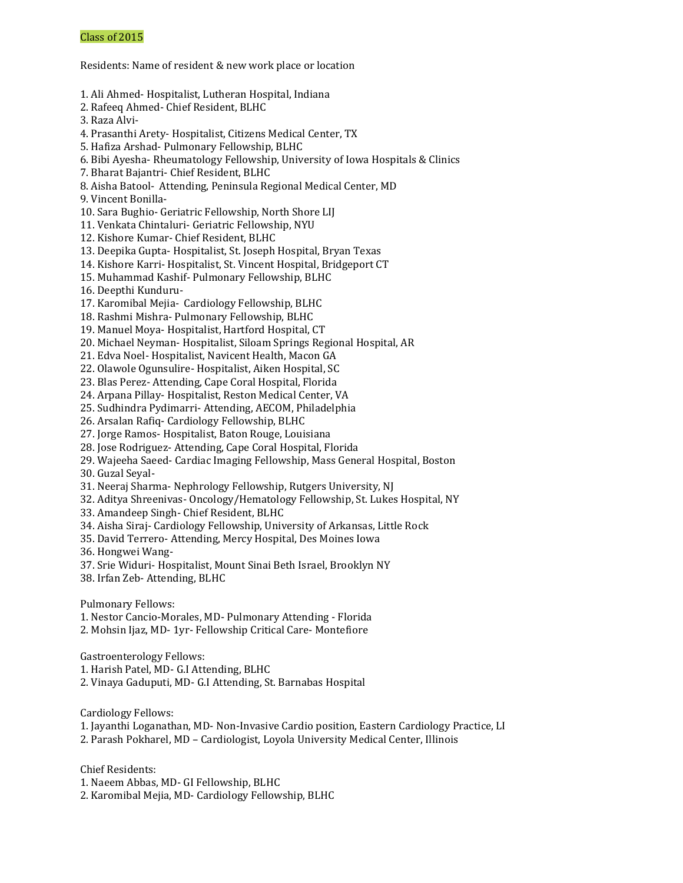Class of 2015

Residents: Name of resident & new work place or location

1. Ali Ahmed- Hospitalist, Lutheran Hospital, Indiana
2. Rafeeq Ahmed- Chief Resident, BLHC
3. Raza Alvi-
4. Prasanthi Arety- Hospitalist, Citizens Medical Center, TX
5. Hafiza Arshad- Pulmonary Fellowship, BLHC
6. Bibi Ayesha- Rheumatology Fellowship, University of Iowa Hospitals & Clinics
7. Bharat Bajantri- Chief Resident, BLHC
8. Aisha Batool- Attending, Peninsula Regional Medical Center, MD
9. Vincent Bonilla-
10. Sara Bughio- Geriatric Fellowship, North Shore LIJ
11. Venkata Chintaluri- Geriatric Fellowship, NYU
12. Kishore Kumar- Chief Resident, BLHC
13. Deepika Gupta- Hospitalist, St. Joseph Hospital, Bryan Texas
14. Kishore Karri- Hospitalist, St. Vincent Hospital, Bridgeport CT
15. Muhammad Kashif- Pulmonary Fellowship, BLHC
16. Deepthi Kunduru-
17. Karomibal Mejia- Cardiology Fellowship, BLHC
18. Rashmi Mishra- Pulmonary Fellowship, BLHC
19. Manuel Moya- Hospitalist, Hartford Hospital, CT
20. Michael Neyman- Hospitalist, Siloam Springs Regional Hospital, AR
21. Edva Noel- Hospitalist, Navicent Health, Macon GA
22. Olawole Ogunsulire- Hospitalist, Aiken Hospital, SC
23. Blas Perez- Attending, Cape Coral Hospital, Florida
24. Arpana Pillay- Hospitalist, Reston Medical Center, VA
25. Sudhindra Pydimarri- Attending, AECOM, Philadelphia
26. Arsalan Rafiq- Cardiology Fellowship, BLHC
27. Jorge Ramos- Hospitalist, Baton Rouge, Louisiana
28. Jose Rodriguez- Attending, Cape Coral Hospital, Florida
29. Wajeeha Saeed- Cardiac Imaging Fellowship, Mass General Hospital, Boston
30. Guzal Seyal-
31. Neeraj Sharma- Nephrology Fellowship, Rutgers University, NJ
32. Aditya Shreenivas- Oncology/Hematology Fellowship, St. Lukes Hospital, NY
33. Amandeep Singh- Chief Resident, BLHC
34. Aisha Siraj- Cardiology Fellowship, University of Arkansas, Little Rock
35. David Terrero- Attending, Mercy Hospital, Des Moines Iowa
36. Hongwei Wang-
37. Srie Widuri- Hospitalist, Mount Sinai Beth Israel, Brooklyn NY
38. Irfan Zeb- Attending, BLHC

Pulmonary Fellows:
1. Nestor Cancio-Morales, MD- Pulmonary Attending - Florida
2. Mohsin Ijaz, MD- 1yr- Fellowship Critical Care- Montefiore

Gastroenterology Fellows:
1. Harish Patel, MD- G.I Attending, BLHC
2. Vinaya Gaduputi, MD- G.I Attending, St. Barnabas Hospital

Cardiology Fellows:
1. Jayanthi Loganathan, MD- Non-Invasive Cardio position, Eastern Cardiology Practice, LI
2. Parash Pokharel, MD – Cardiologist, Loyola University Medical Center, Illinois

Chief Residents:
1. Naeem Abbas, MD- GI Fellowship, BLHC
2. Karomibal Mejia, MD- Cardiology Fellowship, BLHC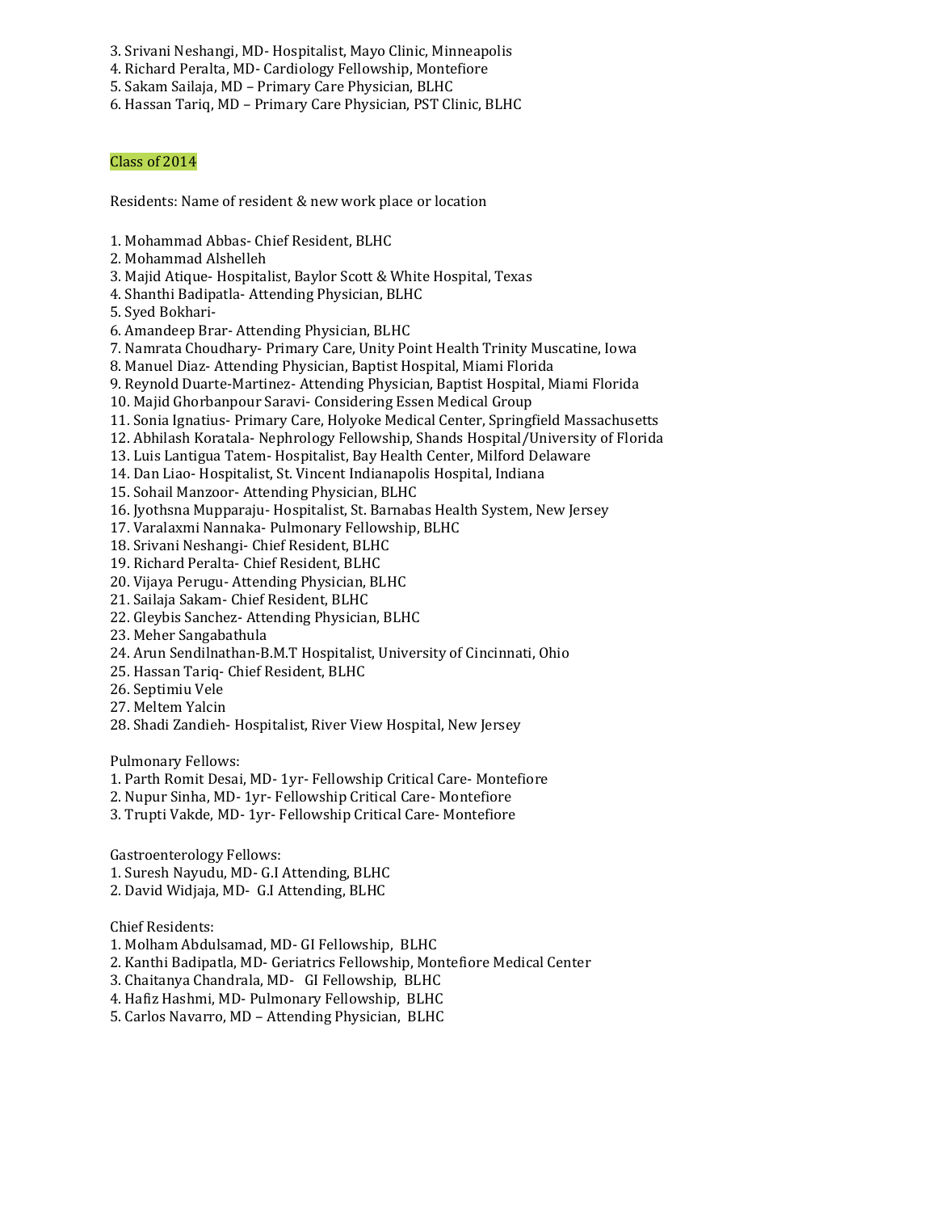3. Srivani Neshangi, MD- Hospitalist, Mayo Clinic, Minneapolis
4. Richard Peralta, MD- Cardiology Fellowship, Montefiore
5. Sakam Sailaja, MD – Primary Care Physician, BLHC
6. Hassan Tariq, MD – Primary Care Physician, PST Clinic, BLHC

## Class of 2014

Residents: Name of resident & new work place or location

1. Mohammad Abbas- Chief Resident, BLHC
2. Mohammad Alshelleh
3. Majid Atique- Hospitalist, Baylor Scott & White Hospital, Texas
4. Shanthi Badipatla- Attending Physician, BLHC
5. Syed Bokhari-
6. Amandeep Brar- Attending Physician, BLHC
7. Namrata Choudhary- Primary Care, Unity Point Health Trinity Muscatine, Iowa
8. Manuel Diaz- Attending Physician, Baptist Hospital, Miami Florida
9. Reynold Duarte-Martinez- Attending Physician, Baptist Hospital, Miami Florida
10. Majid Ghorbanpour Saravi- Considering Essen Medical Group
11. Sonia Ignatius- Primary Care, Holyoke Medical Center, Springfield Massachusetts
12. Abhilash Koratala- Nephrology Fellowship, Shands Hospital/University of Florida
13. Luis Lantigua Tatem- Hospitalist, Bay Health Center, Milford Delaware
14. Dan Liao- Hospitalist, St. Vincent Indianapolis Hospital, Indiana
15. Sohail Manzoor- Attending Physician, BLHC
16. Jyothsna Mupparaju- Hospitalist, St. Barnabas Health System, New Jersey
17. Varalaxmi Nannaka- Pulmonary Fellowship, BLHC
18. Srivani Neshangi- Chief Resident, BLHC
19. Richard Peralta- Chief Resident, BLHC
20. Vijaya Perugu- Attending Physician, BLHC
21. Sailaja Sakam- Chief Resident, BLHC
22. Gleybis Sanchez- Attending Physician, BLHC
23. Meher Sangabathula
24. Arun Sendilnathan-B.M.T Hospitalist, University of Cincinnati, Ohio
25. Hassan Tariq- Chief Resident, BLHC
26. Septimiu Vele
27. Meltem Yalcin
28. Shadi Zandieh- Hospitalist, River View Hospital, New Jersey

Pulmonary Fellows:

1. Parth Romit Desai, MD- 1yr- Fellowship Critical Care- Montefiore
2. Nupur Sinha, MD- 1yr- Fellowship Critical Care- Montefiore
3. Trupti Vakde, MD- 1yr- Fellowship Critical Care- Montefiore

Gastroenterology Fellows:

1. Suresh Nayudu, MD- G.I Attending, BLHC
2. David Widjaja, MD- G.I Attending, BLHC

Chief Residents:

1. Molham Abdulsamad, MD- GI Fellowship, BLHC
2. Kanthi Badipatla, MD- Geriatrics Fellowship, Montefiore Medical Center
3. Chaitanya Chandrala, MD- GI Fellowship, BLHC
4. Hafiz Hashmi, MD- Pulmonary Fellowship, BLHC
5. Carlos Navarro, MD – Attending Physician, BLHC